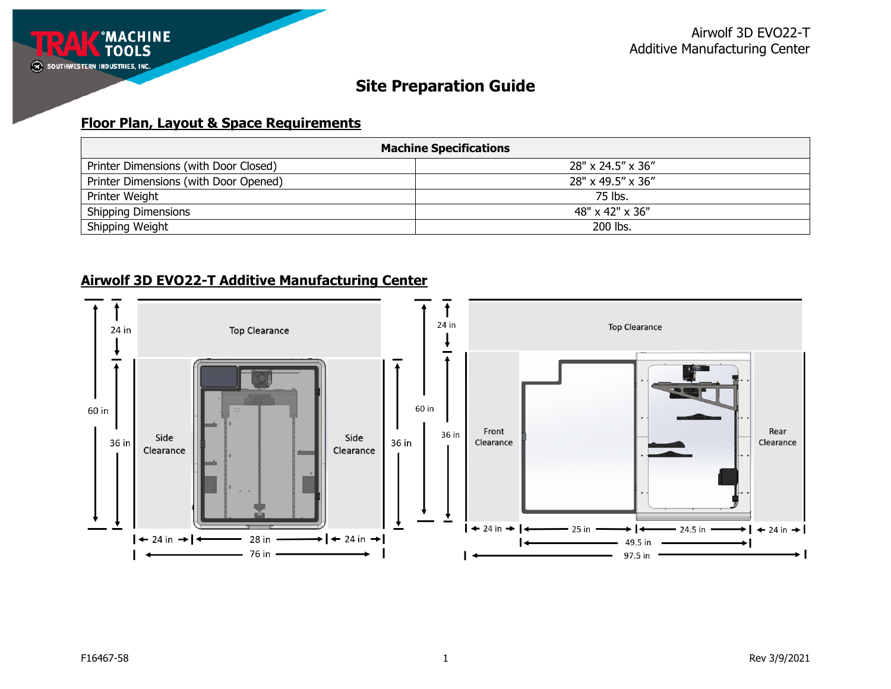# Site Preparation Guide

## Floor Plan, Layout & Space Requirements

| Machine Specifications | |
|---|---|
| Printer Dimensions (with Door Closed) | 28" x 24.5" x 36" |
| Printer Dimensions (with Door Opened) | 28" x 49.5" x 36" |
| Printer Weight | 75 lbs. |
| Shipping Dimensions | 48" x 42" x 36" |
| Shipping Weight | 200 lbs. |

## Airwolf 3D EVO22-T Additive Manufacturing Center

Top Clearance: 24 in
Side Clearance: 24 in
Side Clearance: 24 in
Printer: 28 in wide, 36 in high
Total: 76 in wide, 60 in high

Top Clearance: 24 in
Front Clearance: 24 in
Rear Clearance: 24 in
Printer: 25 in + 24.5 in = 49.5 in deep, 36 in high
Total: 97.5 in deep, 60 in high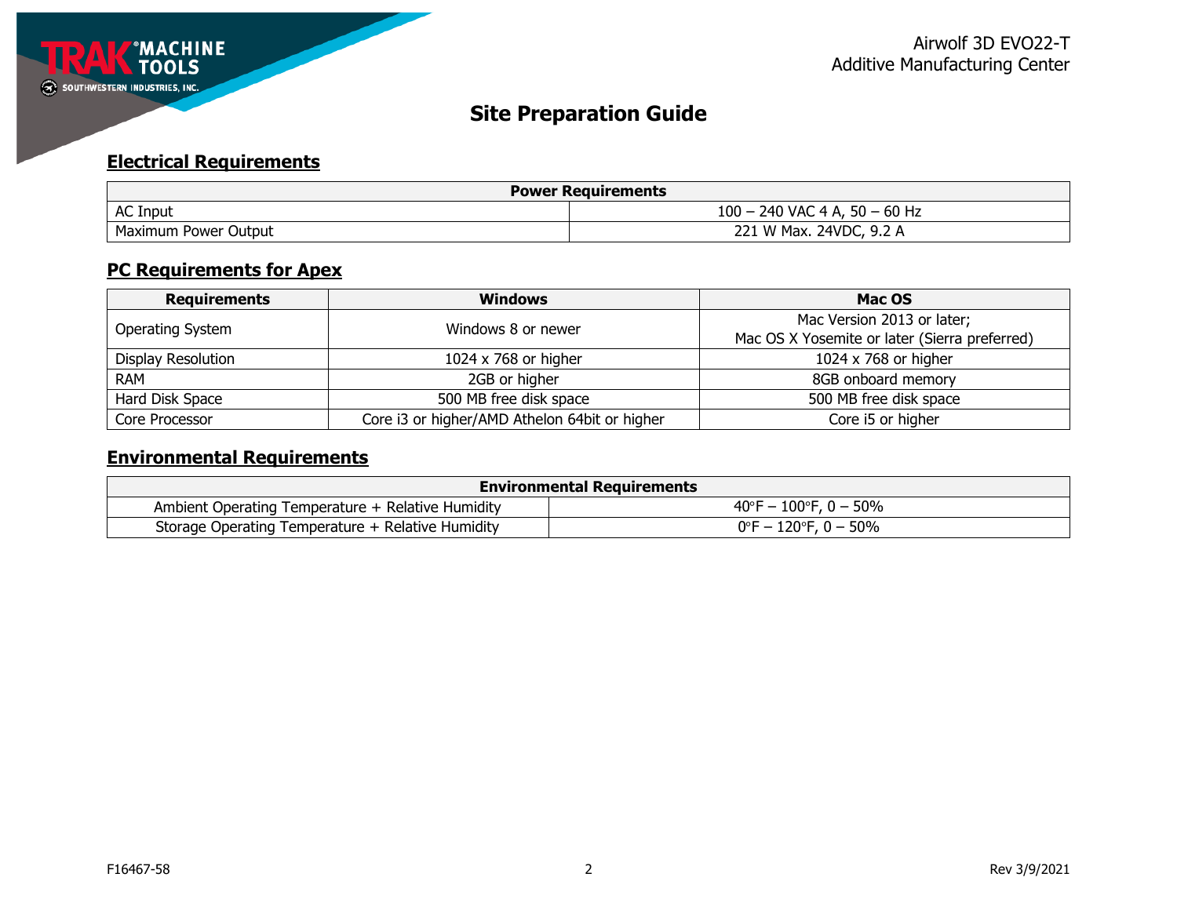Airwolf 3D EVO22-T
Additive Manufacturing Center

# Site Preparation Guide

## Electrical Requirements

| Power Requirements | |
|---|---|
| AC Input | 100 – 240 VAC 4 A, 50 – 60 Hz |
| Maximum Power Output | 221 W Max. 24VDC, 9.2 A |

## PC Requirements for Apex

| Requirements | Windows | Mac OS |
|---|---|---|
| Operating System | Windows 8 or newer | Mac Version 2013 or later; Mac OS X Yosemite or later (Sierra preferred) |
| Display Resolution | 1024 x 768 or higher | 1024 x 768 or higher |
| RAM | 2GB or higher | 8GB onboard memory |
| Hard Disk Space | 500 MB free disk space | 500 MB free disk space |
| Core Processor | Core i3 or higher/AMD Athelon 64bit or higher | Core i5 or higher |

## Environmental Requirements

| Environmental Requirements | |
|---|---|
| Ambient Operating Temperature + Relative Humidity | 40°F – 100°F, 0 – 50% |
| Storage Operating Temperature + Relative Humidity | 0°F – 120°F, 0 – 50% |

F16467-58 Rev 3/9/2021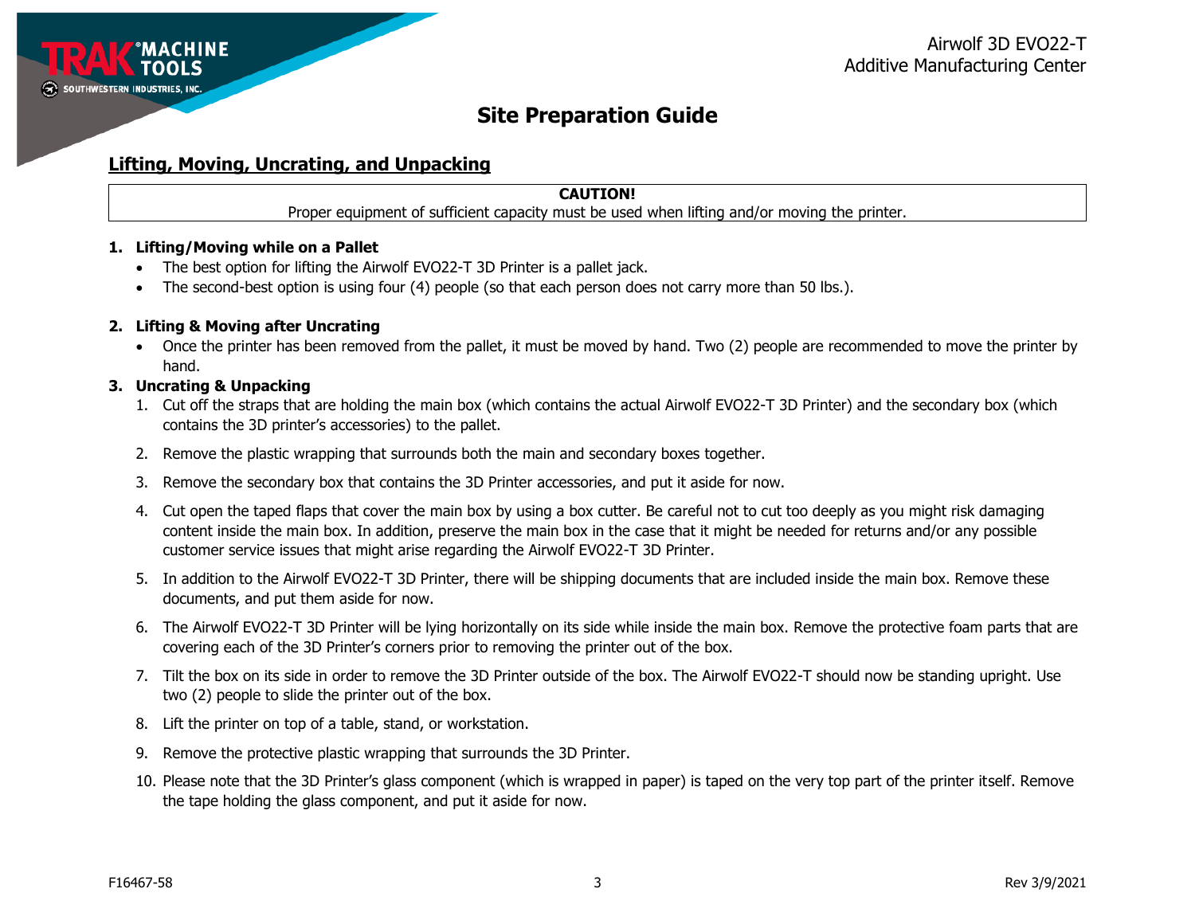## Site Preparation Guide

### Lifting, Moving, Uncrating, and Unpacking

| CAUTION! |
| --- |
| Proper equipment of sufficient capacity must be used when lifting and/or moving the printer. |

**1. Lifting/Moving while on a Pallet**

- The best option for lifting the Airwolf EVO22-T 3D Printer is a pallet jack.
- The second-best option is using four (4) people (so that each person does not carry more than 50 lbs.).

**2. Lifting & Moving after Uncrating**

- Once the printer has been removed from the pallet, it must be moved by hand. Two (2) people are recommended to move the printer by hand.

**3. Uncrating & Unpacking**

1. Cut off the straps that are holding the main box (which contains the actual Airwolf EVO22-T 3D Printer) and the secondary box (which contains the 3D printer's accessories) to the pallet.
2. Remove the plastic wrapping that surrounds both the main and secondary boxes together.
3. Remove the secondary box that contains the 3D Printer accessories, and put it aside for now.
4. Cut open the taped flaps that cover the main box by using a box cutter. Be careful not to cut too deeply as you might risk damaging content inside the main box. In addition, preserve the main box in the case that it might be needed for returns and/or any possible customer service issues that might arise regarding the Airwolf EVO22-T 3D Printer.
5. In addition to the Airwolf EVO22-T 3D Printer, there will be shipping documents that are included inside the main box. Remove these documents, and put them aside for now.
6. The Airwolf EVO22-T 3D Printer will be lying horizontally on its side while inside the main box. Remove the protective foam parts that are covering each of the 3D Printer's corners prior to removing the printer out of the box.
7. Tilt the box on its side in order to remove the 3D Printer outside of the box. The Airwolf EVO22-T should now be standing upright. Use two (2) people to slide the printer out of the box.
8. Lift the printer on top of a table, stand, or workstation.
9. Remove the protective plastic wrapping that surrounds the 3D Printer.
10. Please note that the 3D Printer's glass component (which is wrapped in paper) is taped on the very top part of the printer itself. Remove the tape holding the glass component, and put it aside for now.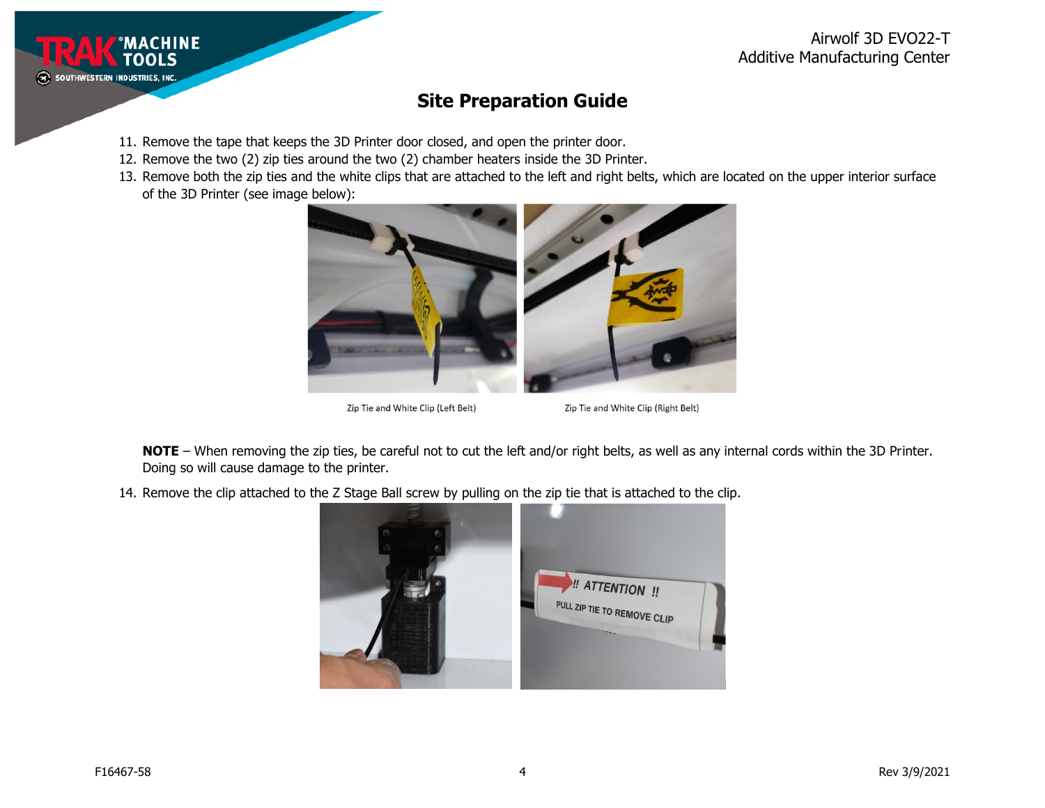## Site Preparation Guide

11. Remove the tape that keeps the 3D Printer door closed, and open the printer door.
12. Remove the two (2) zip ties around the two (2) chamber heaters inside the 3D Printer.
13. Remove both the zip ties and the white clips that are attached to the left and right belts, which are located on the upper interior surface of the 3D Printer (see image below):

Zip Tie and White Clip (Left Belt)

Zip Tie and White Clip (Right Belt)

**NOTE** – When removing the zip ties, be careful not to cut the left and/or right belts, as well as any internal cords within the 3D Printer. Doing so will cause damage to the printer.

14. Remove the clip attached to the Z Stage Ball screw by pulling on the zip tie that is attached to the clip.